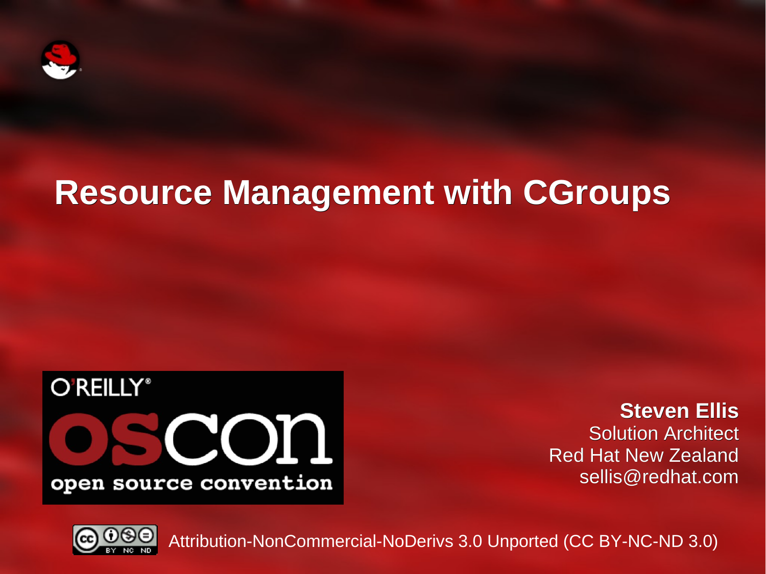# Resource Management with CGroups

O'REILLY®

oscon

open source convention

**Steven Ellis**
Solution Architect
Red Hat New Zealand
sellis@redhat.com

Attribution-NonCommercial-NoDerivs 3.0 Unported (CC BY-NC-ND 3.0)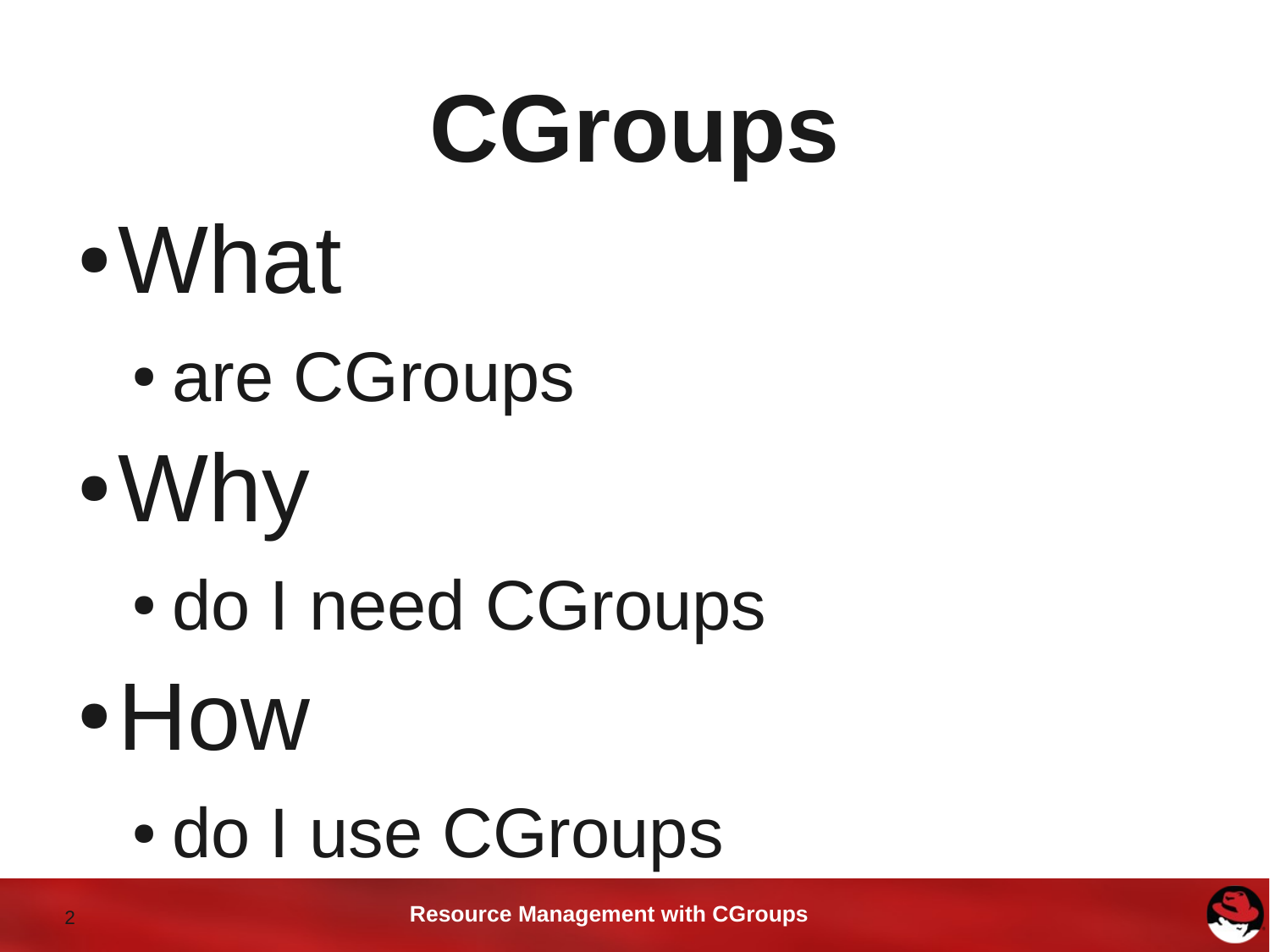# CGroups

- What
  - are CGroups
- Why
  - do I need CGroups
- How
  - do I use CGroups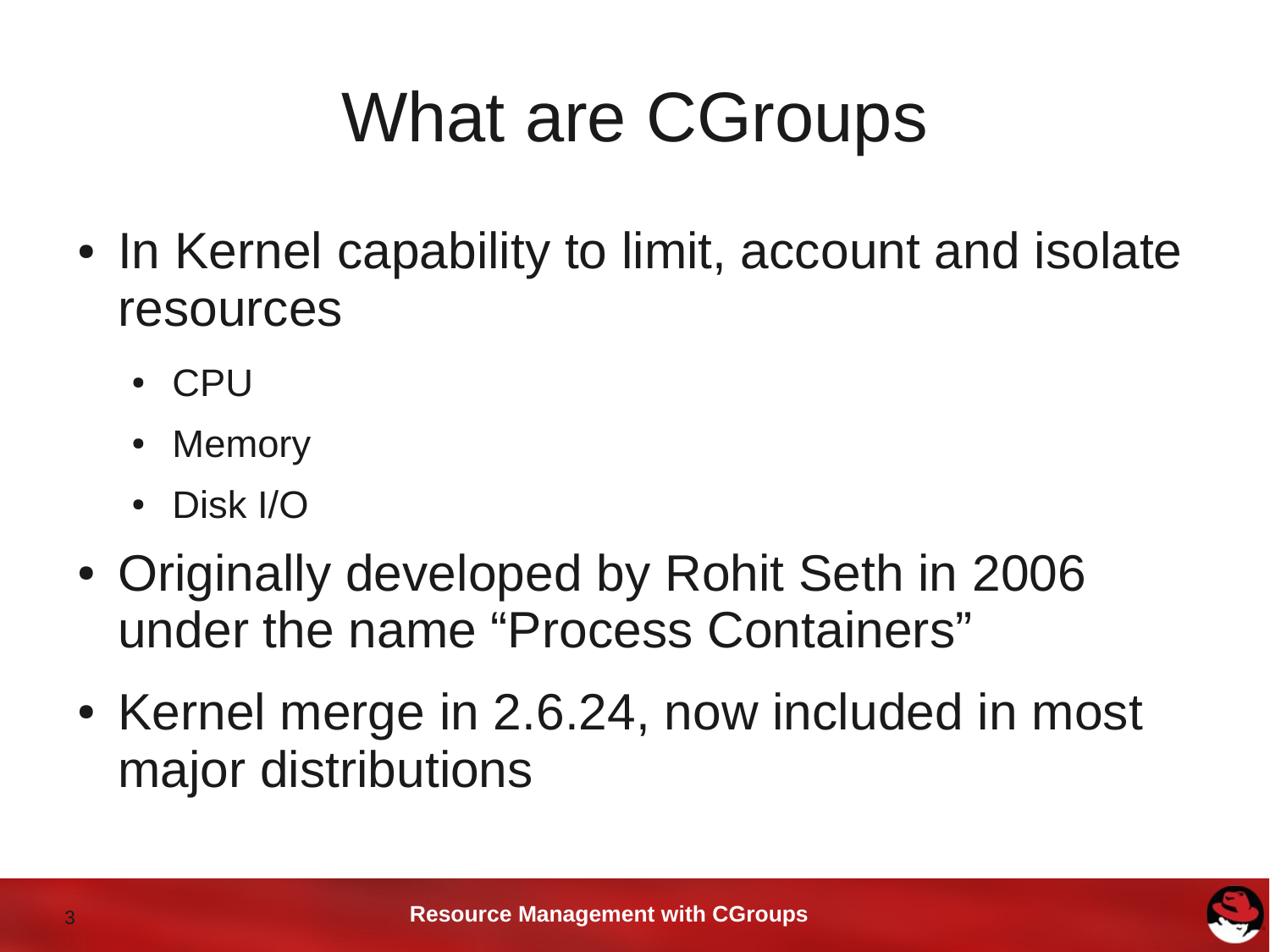# What are CGroups

- In Kernel capability to limit, account and isolate resources
  - CPU
  - Memory
  - Disk I/O
- Originally developed by Rohit Seth in 2006 under the name “Process Containers”
- Kernel merge in 2.6.24, now included in most major distributions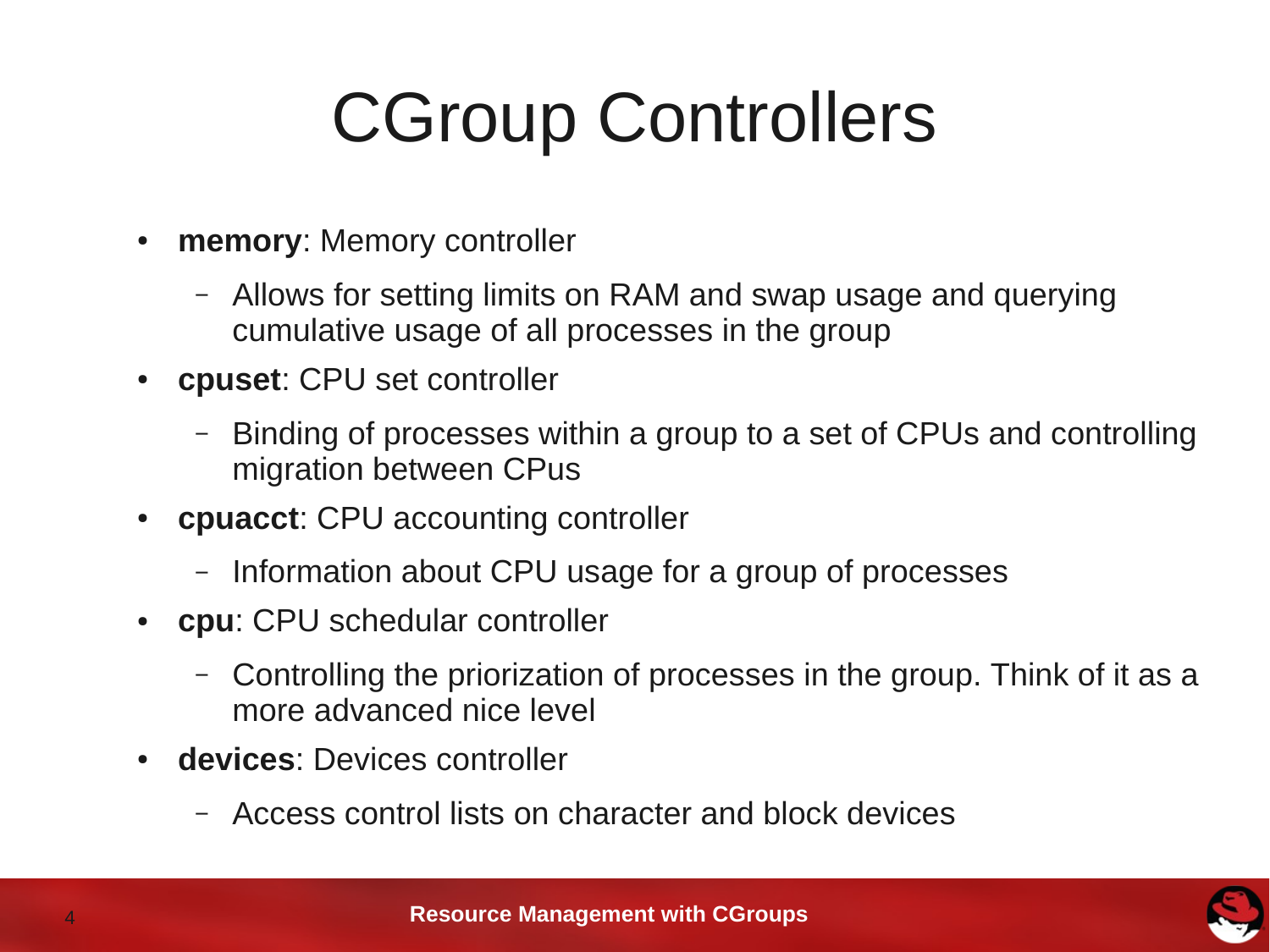# CGroup Controllers

- **memory**: Memory controller
  - Allows for setting limits on RAM and swap usage and querying cumulative usage of all processes in the group
- **cpuset**: CPU set controller
  - Binding of processes within a group to a set of CPUs and controlling migration between CPus
- **cpuacct**: CPU accounting controller
  - Information about CPU usage for a group of processes
- **cpu**: CPU schedular controller
  - Controlling the priorization of processes in the group. Think of it as a more advanced nice level
- **devices**: Devices controller
  - Access control lists on character and block devices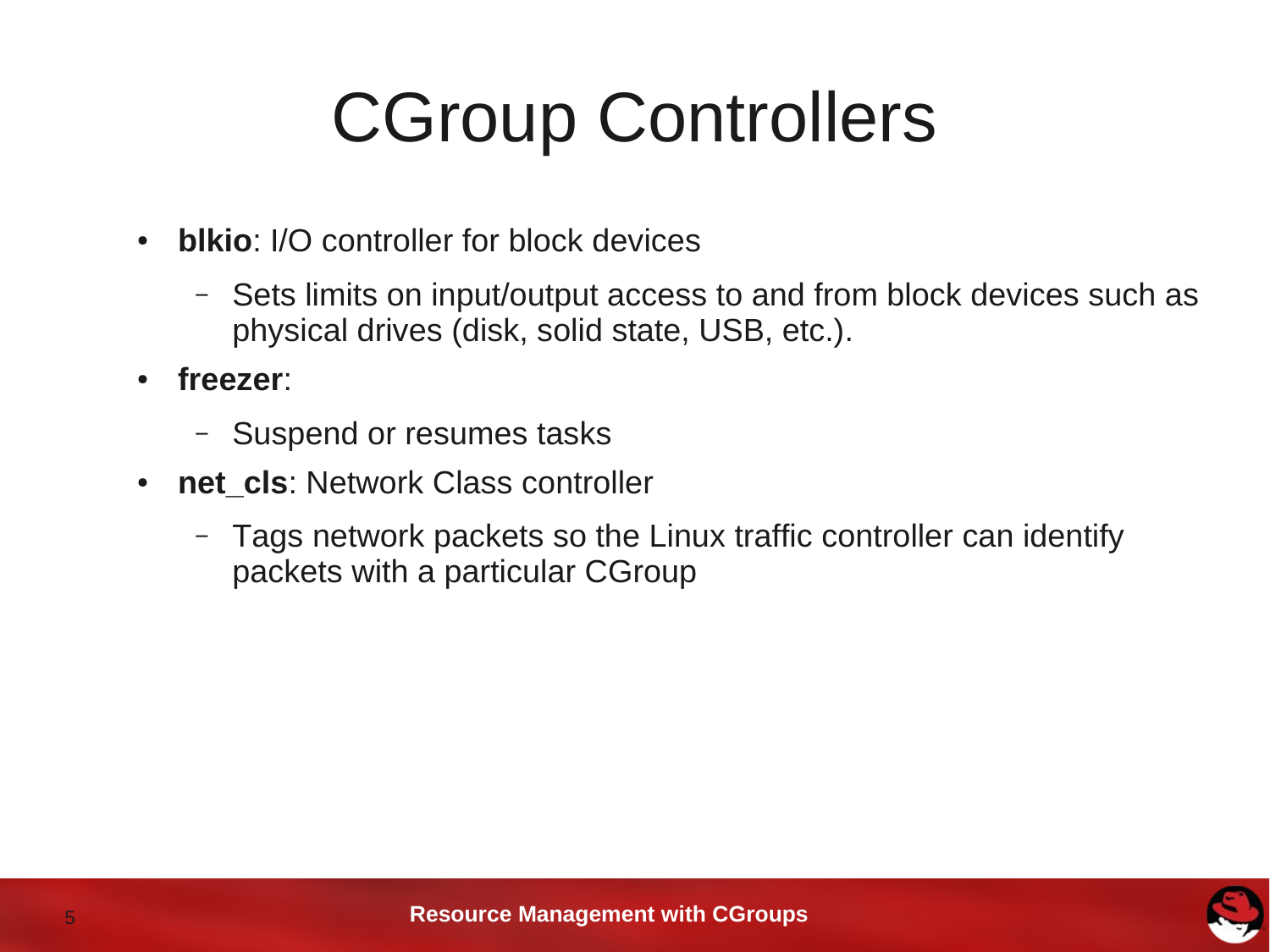# CGroup Controllers

- **blkio**: I/O controller for block devices
  - Sets limits on input/output access to and from block devices such as physical drives (disk, solid state, USB, etc.).
- **freezer**:
  - Suspend or resumes tasks
- **net_cls**: Network Class controller
  - Tags network packets so the Linux traffic controller can identify packets with a particular CGroup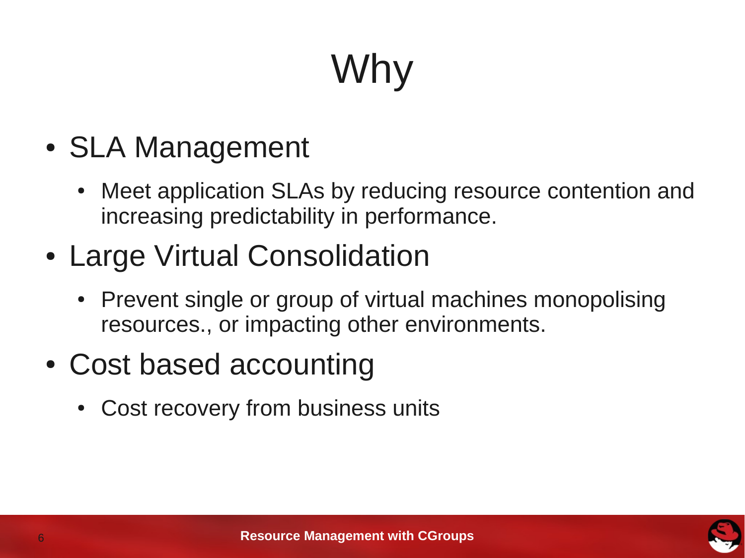# Why

- SLA Management
  - Meet application SLAs by reducing resource contention and increasing predictability in performance.
- Large Virtual Consolidation
  - Prevent single or group of virtual machines monopolising resources., or impacting other environments.
- Cost based accounting
  - Cost recovery from business units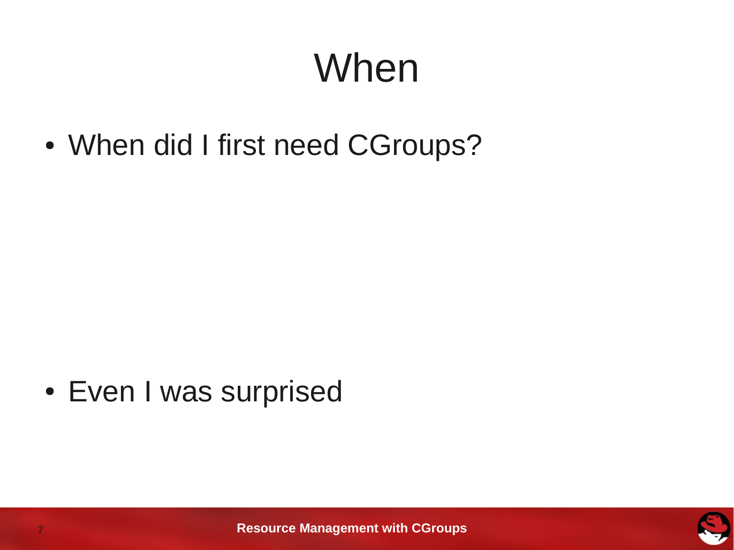# When

- When did I first need CGroups?

- Even I was surprised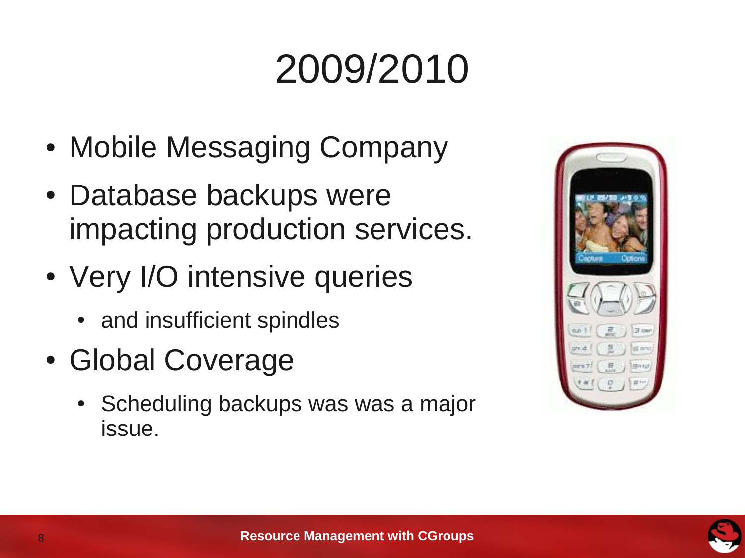# 2009/2010

- Mobile Messaging Company
- Database backups were impacting production services.
- Very I/O intensive queries
  - and insufficient spindles
- Global Coverage
  - Scheduling backups was was a major issue.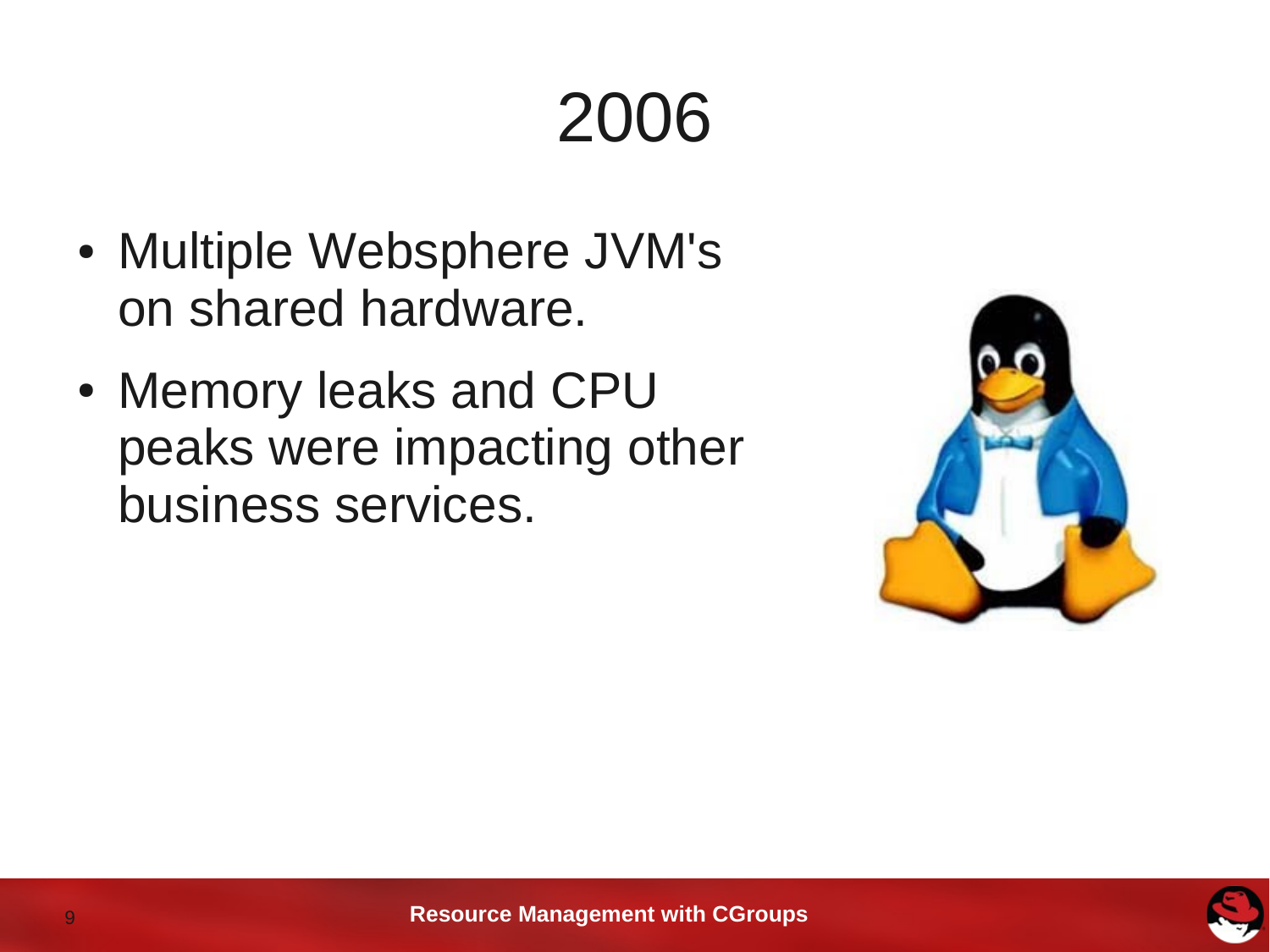# 2006

- Multiple Websphere JVM's on shared hardware.
- Memory leaks and CPU peaks were impacting other business services.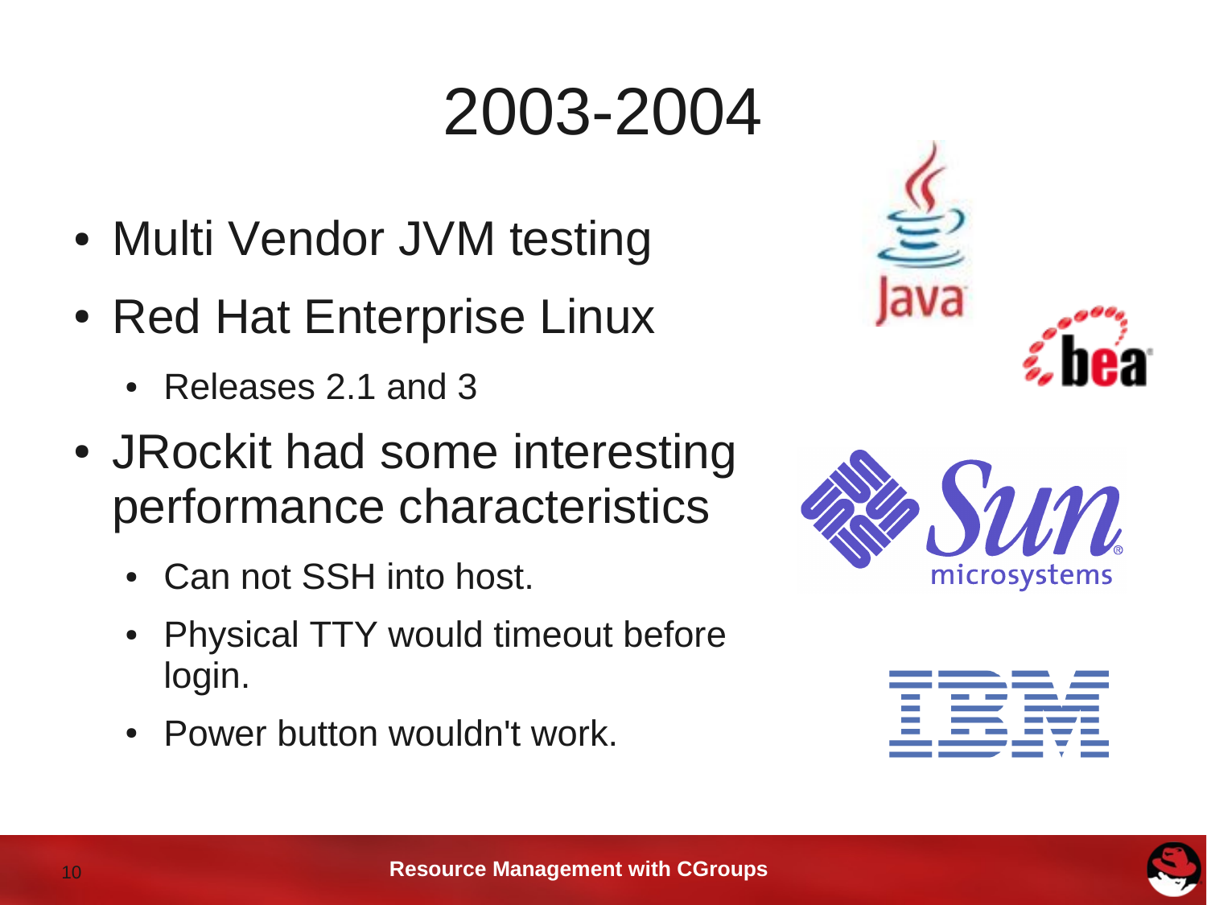# 2003-2004

- Multi Vendor JVM testing
- Red Hat Enterprise Linux
  - Releases 2.1 and 3
- JRockit had some interesting performance characteristics
  - Can not SSH into host.
  - Physical TTY would timeout before login.
  - Power button wouldn't work.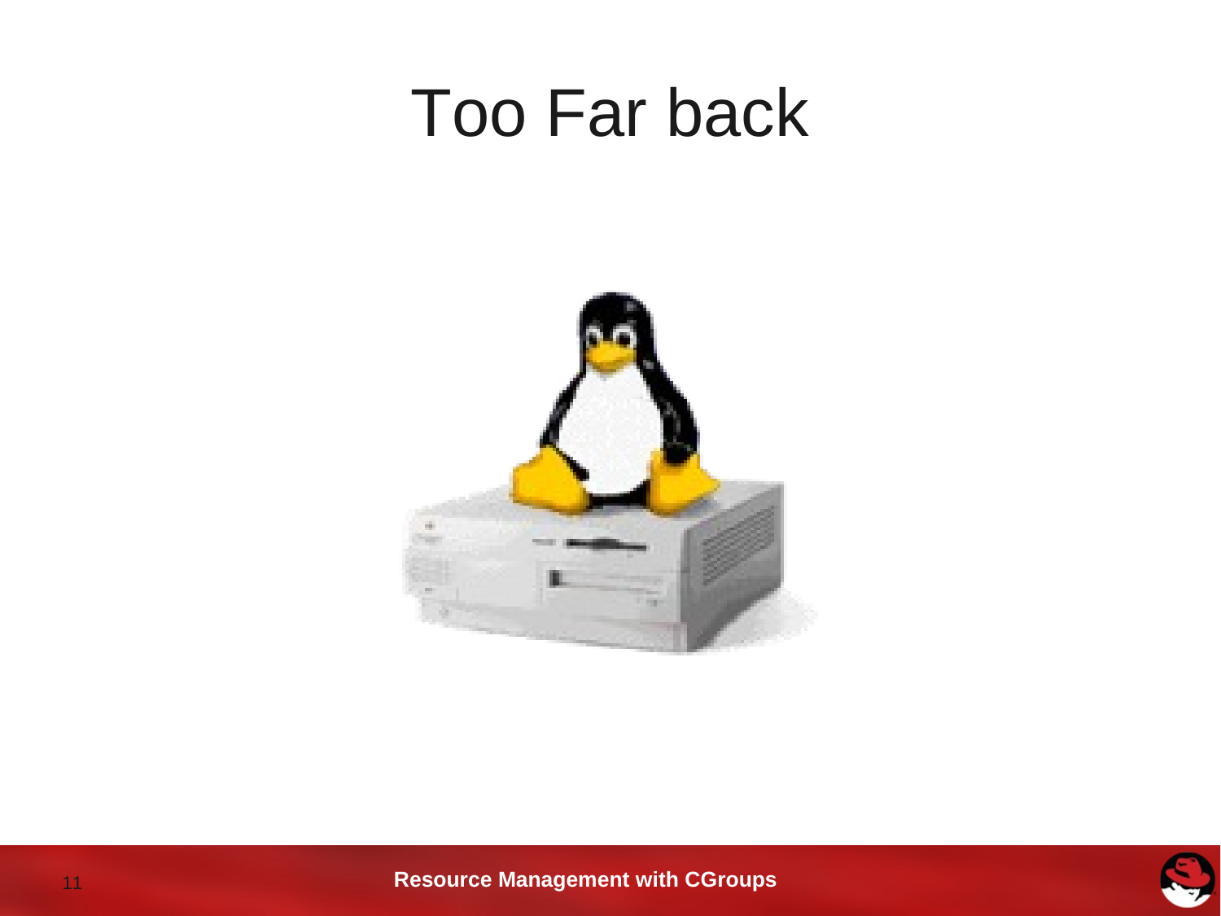# Too Far back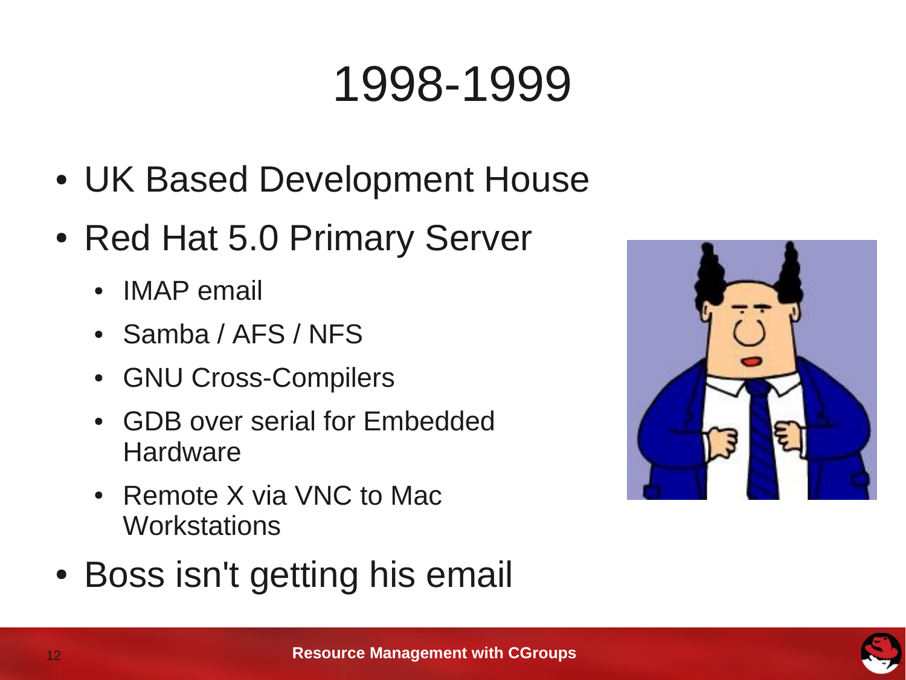# 1998-1999

- UK Based Development House
- Red Hat 5.0 Primary Server
  - IMAP email
  - Samba / AFS / NFS
  - GNU Cross-Compilers
  - GDB over serial for Embedded Hardware
  - Remote X via VNC to Mac Workstations
- Boss isn't getting his email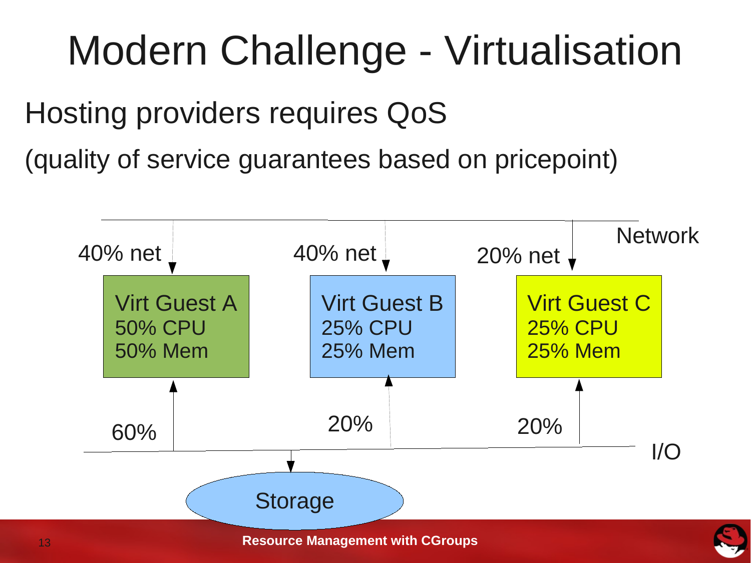# Modern Challenge - Virtualisation

Hosting providers requires QoS

(quality of service guarantees based on pricepoint)

Network

40% net

40% net

20% net

Virt Guest A
50% CPU
50% Mem

Virt Guest B
25% CPU
25% Mem

Virt Guest C
25% CPU
25% Mem

60%

20%

20%

I/O

Storage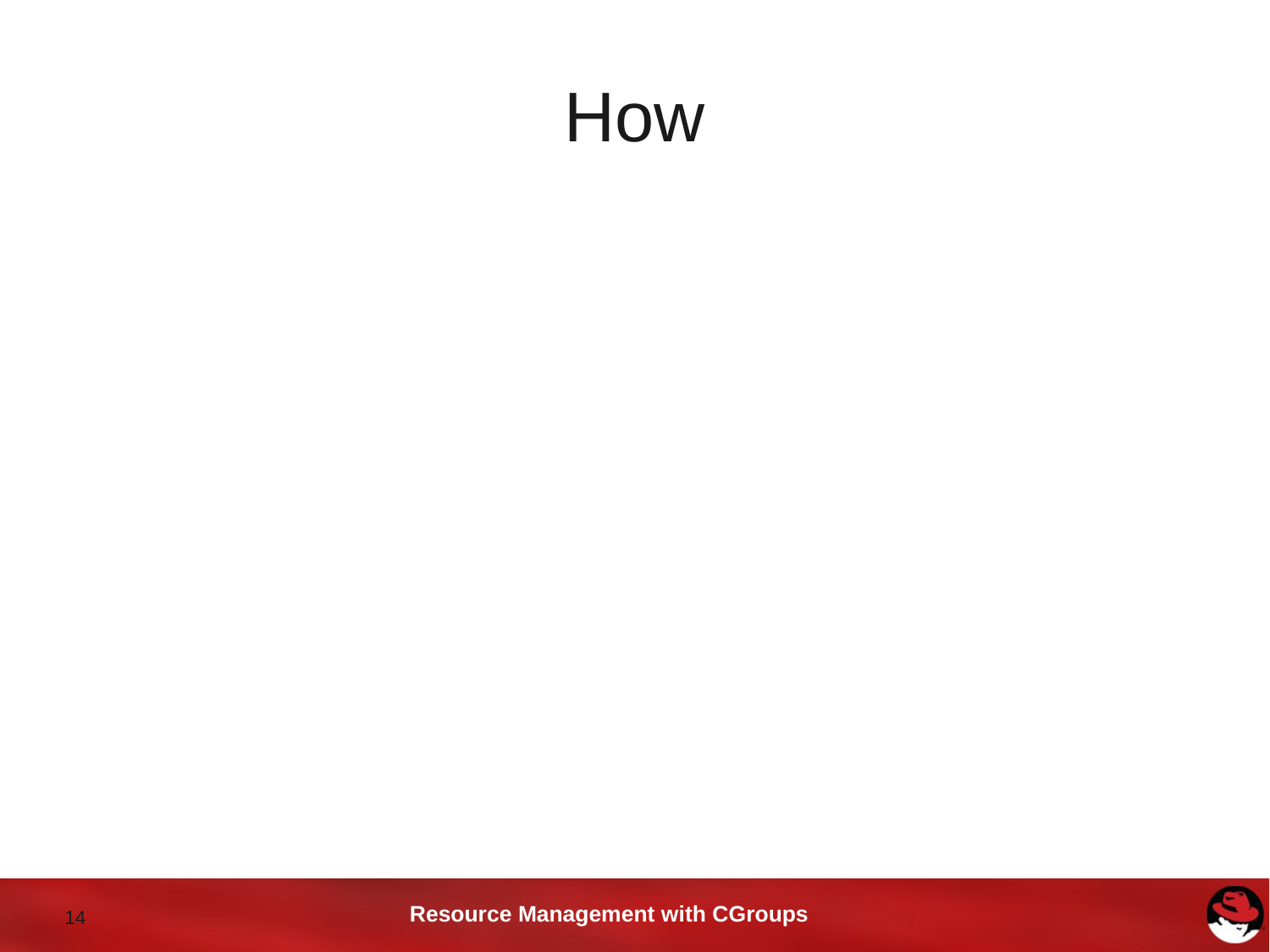# How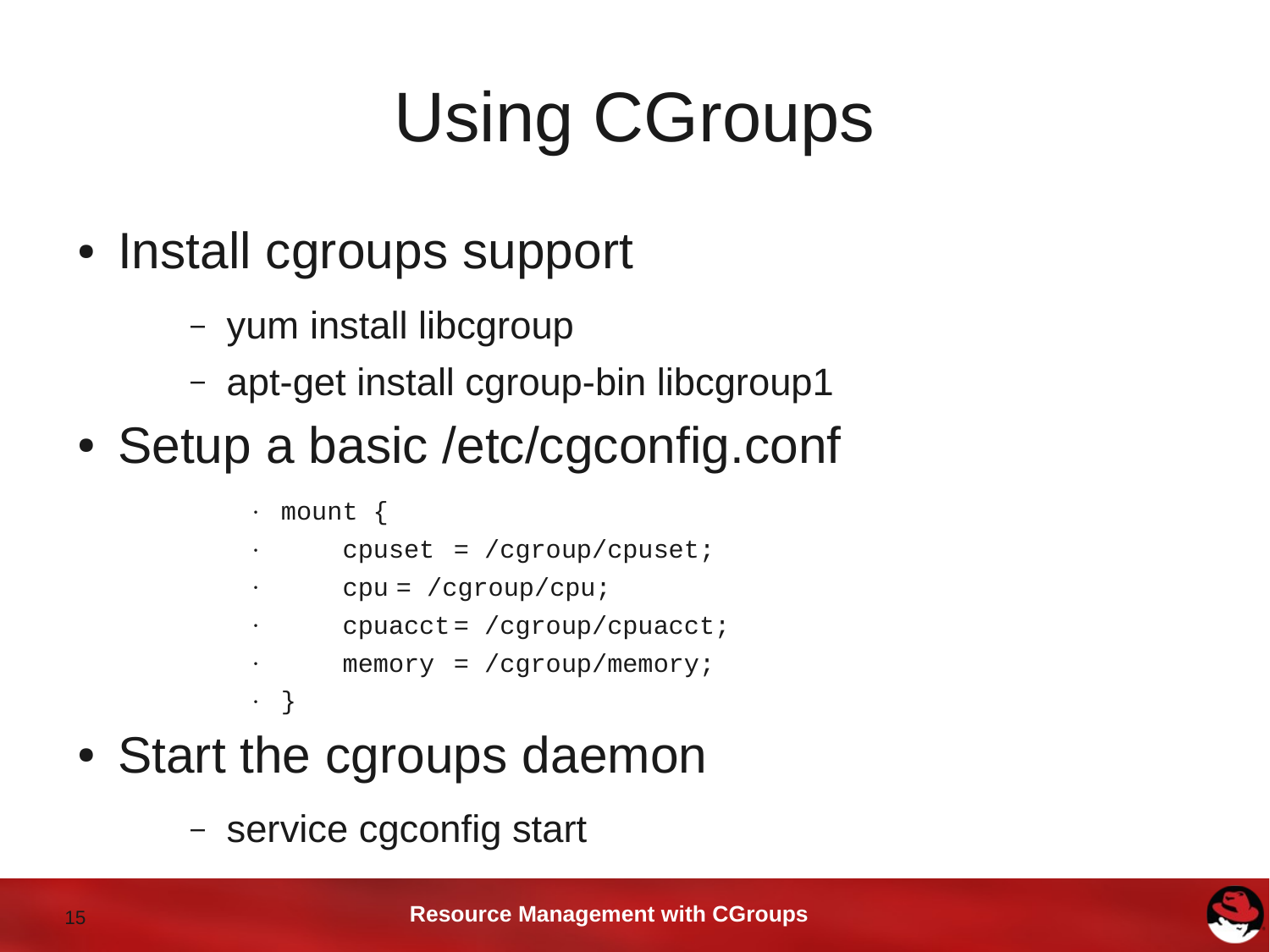# Using CGroups

- Install cgroups support
  - yum install libcgroup
  - apt-get install cgroup-bin libcgroup1
- Setup a basic /etc/cgconfig.conf

```
mount {
        cpuset  = /cgroup/cpuset;
        cpu = /cgroup/cpu;
        cpuacct = /cgroup/cpuacct;
        memory  = /cgroup/memory;
}
```

- Start the cgroups daemon
  - service cgconfig start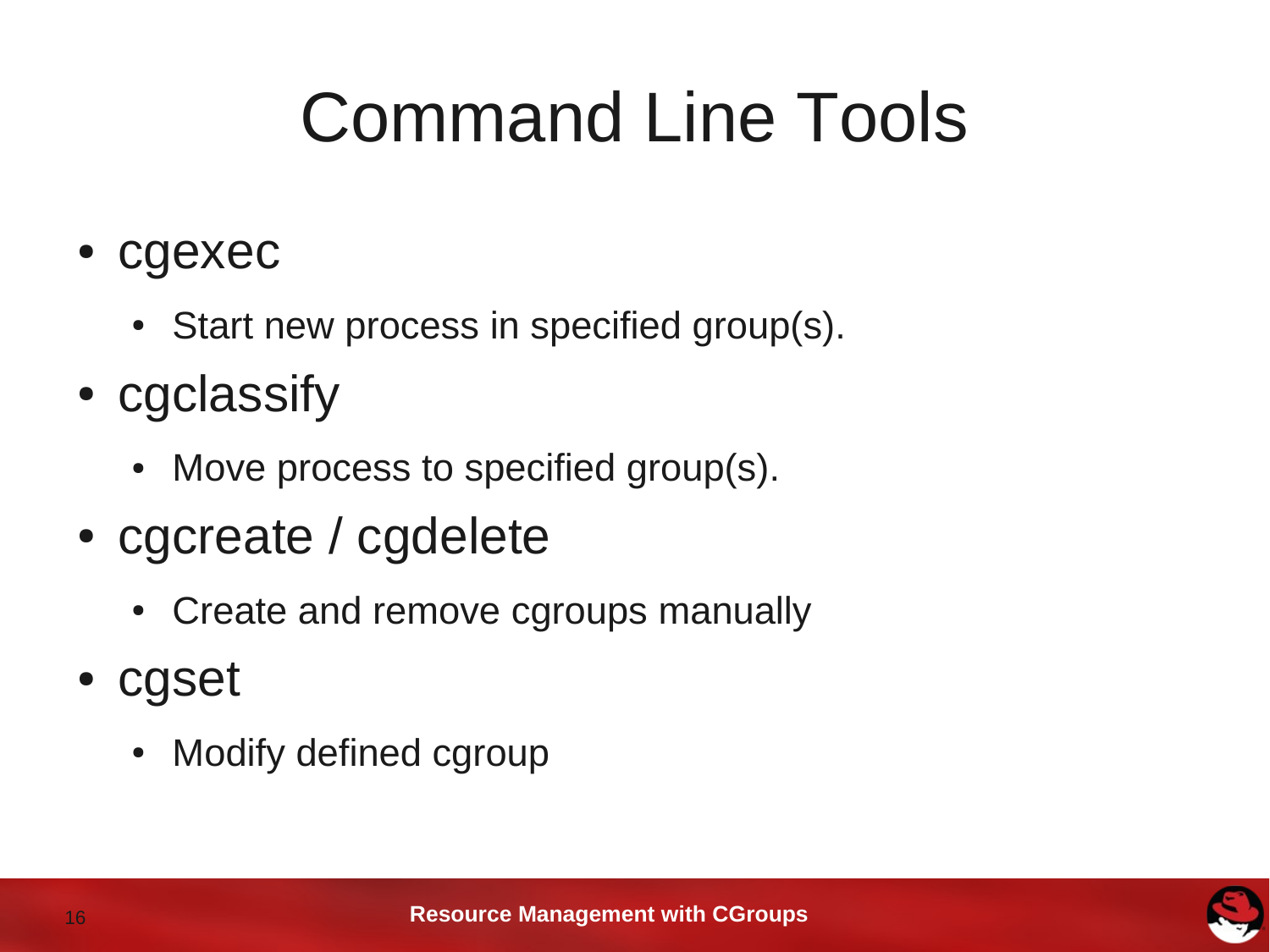# Command Line Tools

- cgexec
  - Start new process in specified group(s).
- cgclassify
  - Move process to specified group(s).
- cgcreate / cgdelete
  - Create and remove cgroups manually
- cgset
  - Modify defined cgroup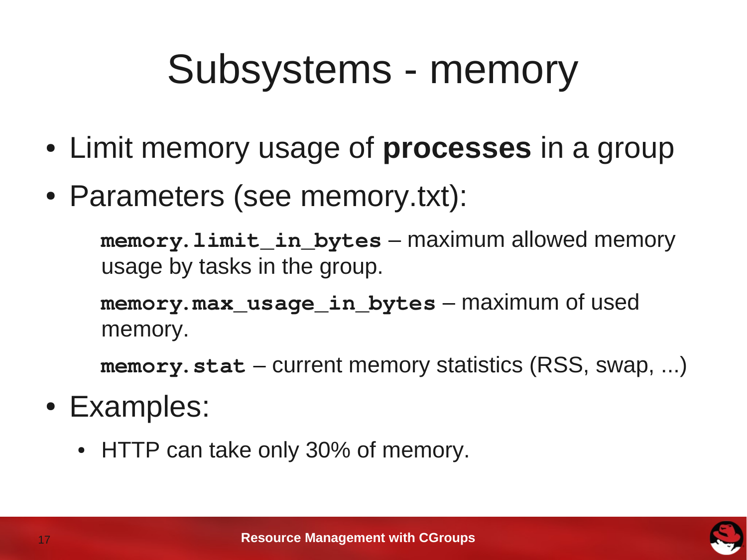# Subsystems - memory

- Limit memory usage of **processes** in a group
- Parameters (see memory.txt):

  **`memory.limit_in_bytes`** – maximum allowed memory usage by tasks in the group.

  **`memory.max_usage_in_bytes`** – maximum of used memory.

  **`memory.stat`** – current memory statistics (RSS, swap, ...)

- Examples:
  - HTTP can take only 30% of memory.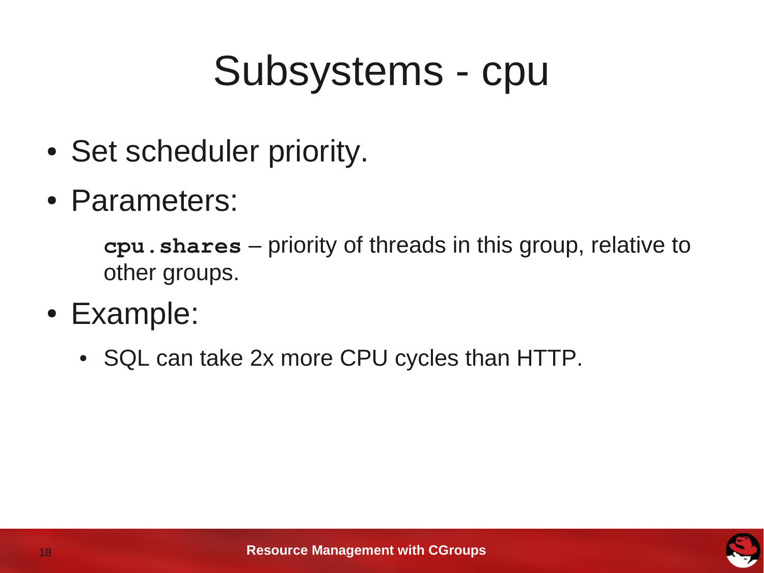# Subsystems - cpu

- Set scheduler priority.
- Parameters:

  **`cpu.shares`** – priority of threads in this group, relative to other groups.

- Example:
  - SQL can take 2x more CPU cycles than HTTP.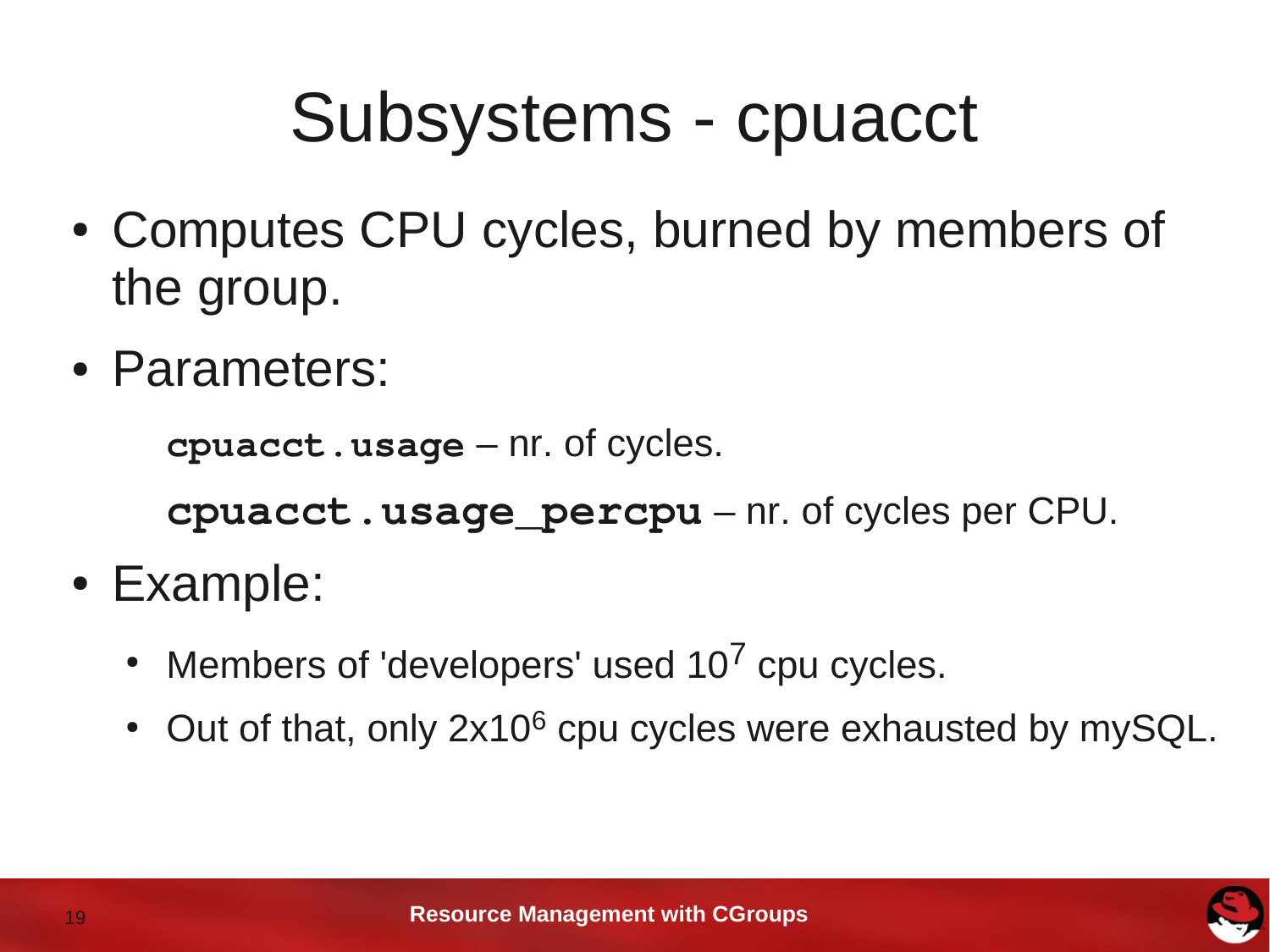# Subsystems - cpuacct

- Computes CPU cycles, burned by members of the group.
- Parameters:

  **`cpuacct.usage`** – nr. of cycles.

  **`cpuacct.usage_percpu`** – nr. of cycles per CPU.

- Example:
  - Members of 'developers' used $10^7$ cpu cycles.
  - Out of that, only $2 \times 10^6$ cpu cycles were exhausted by mySQL.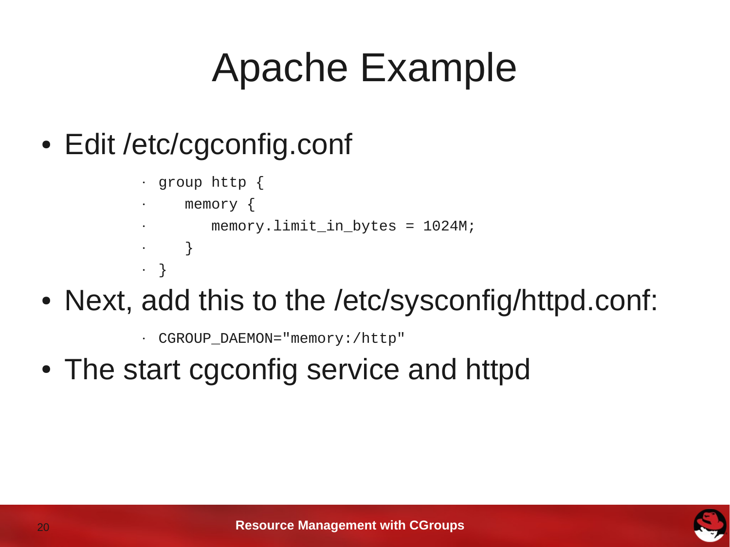# Apache Example

- Edit /etc/cgconfig.conf

```
group http {
    memory {
        memory.limit_in_bytes = 1024M;
    }
}
```

- Next, add this to the /etc/sysconfig/httpd.conf:

```
CGROUP_DAEMON="memory:/http"
```

- The start cgconfig service and httpd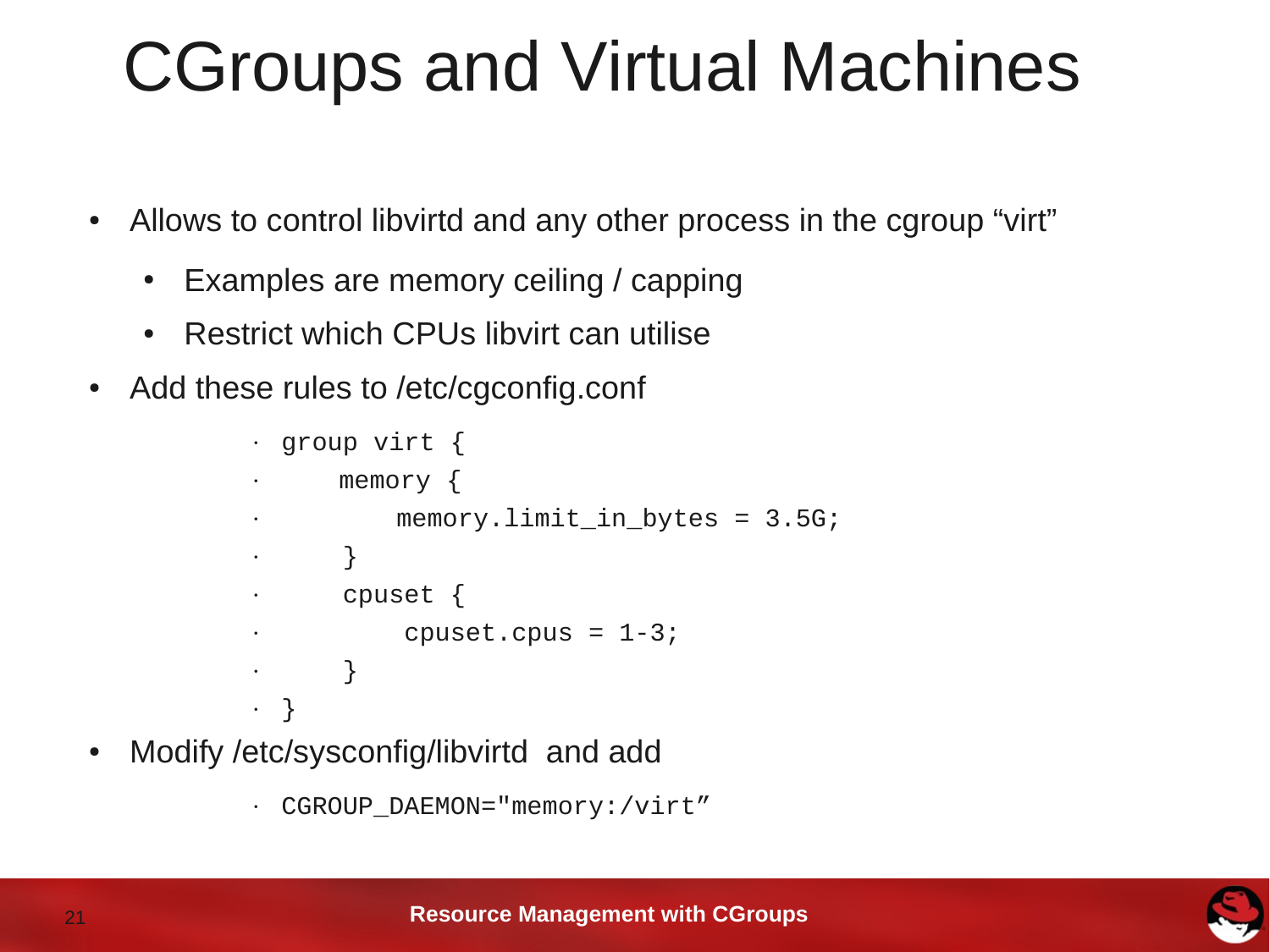# CGroups and Virtual Machines

- Allows to control libvirtd and any other process in the cgroup “virt”
  - Examples are memory ceiling / capping
  - Restrict which CPUs libvirt can utilise
- Add these rules to /etc/cgconfig.conf

```
group virt {
    memory {
        memory.limit_in_bytes = 3.5G;
    }
    cpuset {
        cpuset.cpus = 1-3;
    }
}
```

- Modify /etc/sysconfig/libvirtd  and add

```
CGROUP_DAEMON="memory:/virt”
```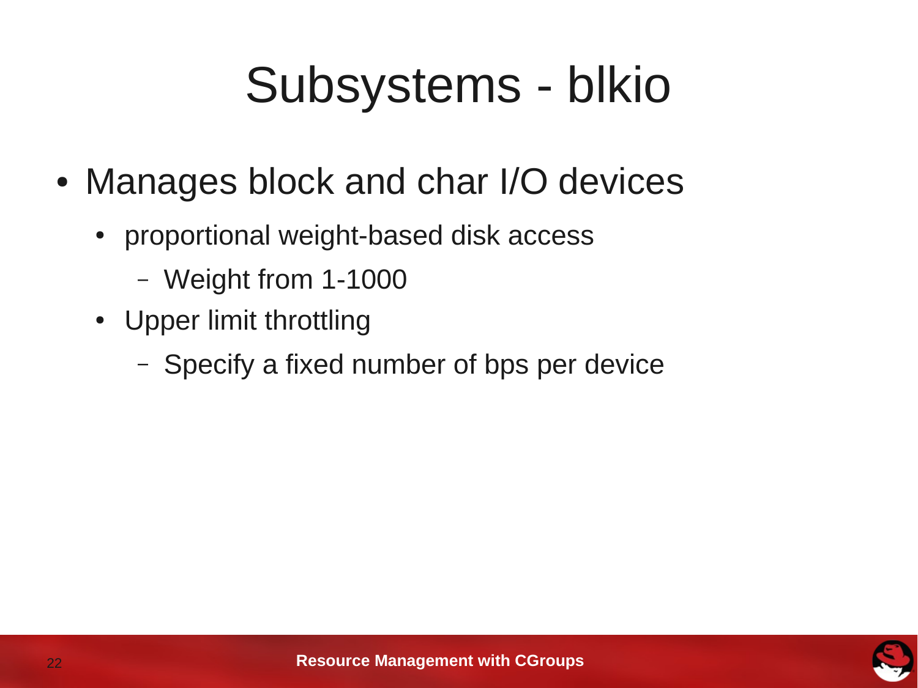# Subsystems - blkio

- Manages block and char I/O devices
  - proportional weight-based disk access
    - Weight from 1-1000
  - Upper limit throttling
    - Specify a fixed number of bps per device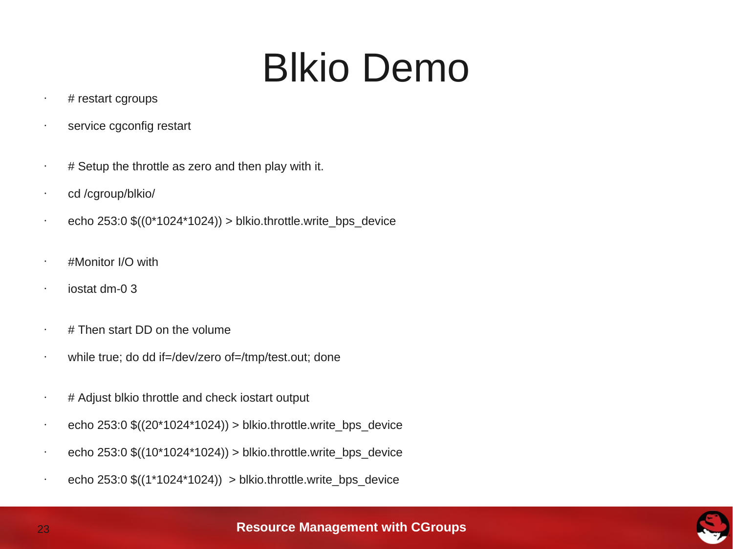# Blkio Demo

- # restart cgroups
- service cgconfig restart
- # Setup the throttle as zero and then play with it.
- cd /cgroup/blkio/
- echo 253:0 $((0*1024*1024)) > blkio.throttle.write_bps_device
- #Monitor I/O with
- iostat dm-0 3
- # Then start DD on the volume
- while true; do dd if=/dev/zero of=/tmp/test.out; done
- # Adjust blkio throttle and check iostart output
- echo 253:0 $((20*1024*1024)) > blkio.throttle.write_bps_device
- echo 253:0 $((10*1024*1024)) > blkio.throttle.write_bps_device
- echo 253:0 $((1*1024*1024))  > blkio.throttle.write_bps_device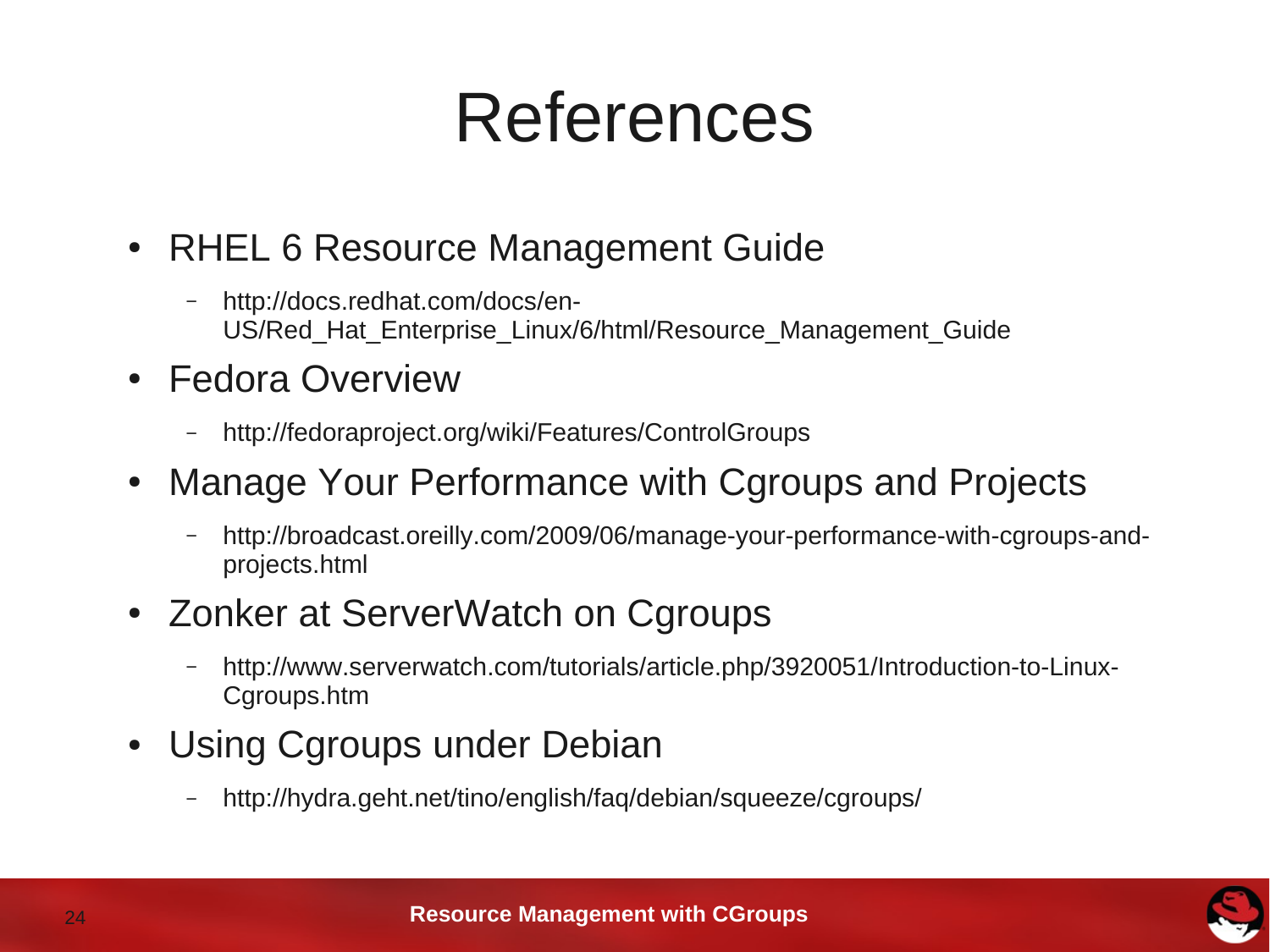# References

- RHEL 6 Resource Management Guide
  - http://docs.redhat.com/docs/en-US/Red_Hat_Enterprise_Linux/6/html/Resource_Management_Guide
- Fedora Overview
  - http://fedoraproject.org/wiki/Features/ControlGroups
- Manage Your Performance with Cgroups and Projects
  - http://broadcast.oreilly.com/2009/06/manage-your-performance-with-cgroups-and-projects.html
- Zonker at ServerWatch on Cgroups
  - http://www.serverwatch.com/tutorials/article.php/3920051/Introduction-to-Linux-Cgroups.htm
- Using Cgroups under Debian
  - http://hydra.geht.net/tino/english/faq/debian/squeeze/cgroups/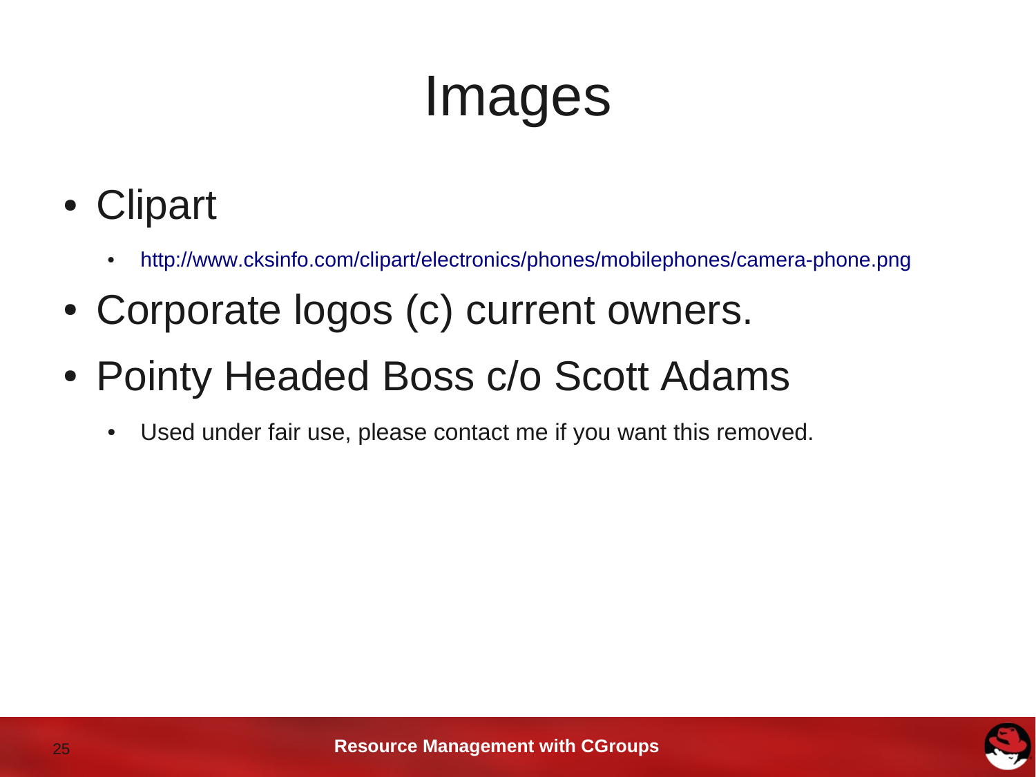# Images

- Clipart
  - http://www.cksinfo.com/clipart/electronics/phones/mobilephones/camera-phone.png
- Corporate logos (c) current owners.
- Pointy Headed Boss c/o Scott Adams
  - Used under fair use, please contact me if you want this removed.